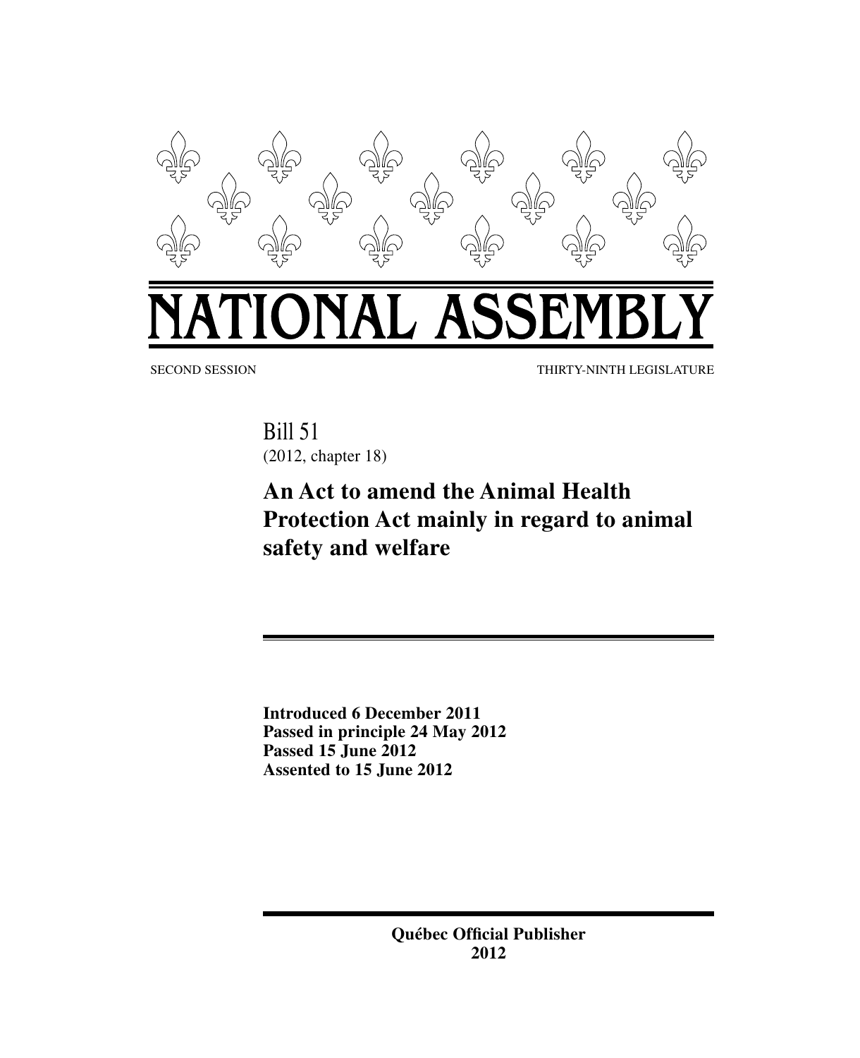# NATIONAL ASSEMBLY

SECOND SESSION THIRTY-NINTH LEGISLATURE

Bill 51
(2012, chapter 18)

## An Act to amend the Animal Health Protection Act mainly in regard to animal safety and welfare

**Introduced 6 December 2011**
**Passed in principle 24 May 2012**
**Passed 15 June 2012**
**Assented to 15 June 2012**

**Québec Official Publisher**
**2012**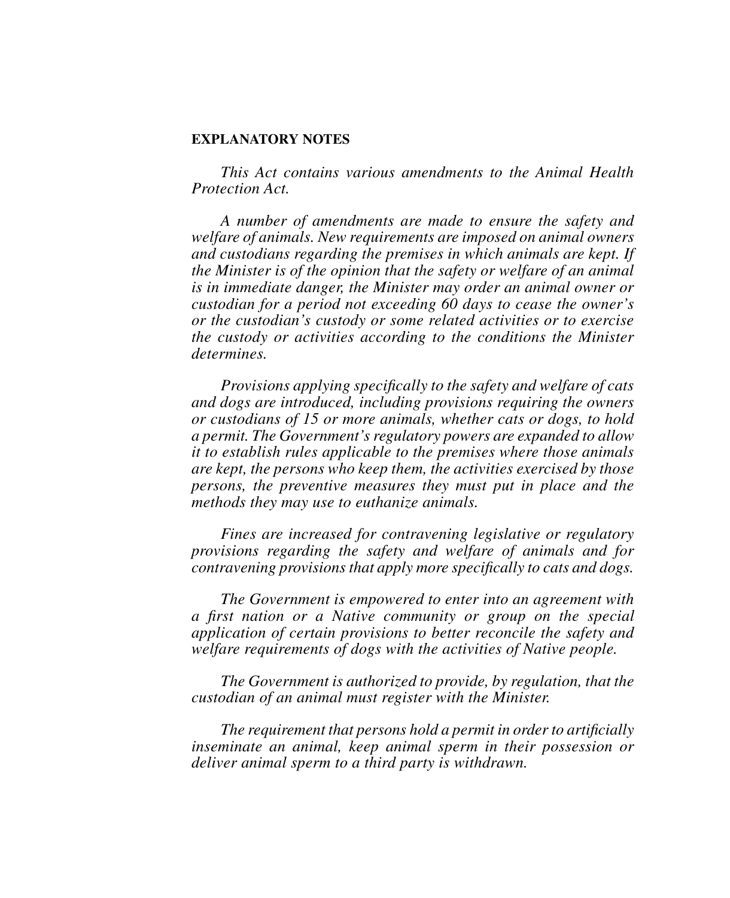**EXPLANATORY NOTES**

*This Act contains various amendments to the Animal Health Protection Act.*

*A number of amendments are made to ensure the safety and welfare of animals. New requirements are imposed on animal owners and custodians regarding the premises in which animals are kept. If the Minister is of the opinion that the safety or welfare of an animal is in immediate danger, the Minister may order an animal owner or custodian for a period not exceeding 60 days to cease the owner's or the custodian's custody or some related activities or to exercise the custody or activities according to the conditions the Minister determines.*

*Provisions applying specifically to the safety and welfare of cats and dogs are introduced, including provisions requiring the owners or custodians of 15 or more animals, whether cats or dogs, to hold a permit. The Government's regulatory powers are expanded to allow it to establish rules applicable to the premises where those animals are kept, the persons who keep them, the activities exercised by those persons, the preventive measures they must put in place and the methods they may use to euthanize animals.*

*Fines are increased for contravening legislative or regulatory provisions regarding the safety and welfare of animals and for contravening provisions that apply more specifically to cats and dogs.*

*The Government is empowered to enter into an agreement with a first nation or a Native community or group on the special application of certain provisions to better reconcile the safety and welfare requirements of dogs with the activities of Native people.*

*The Government is authorized to provide, by regulation, that the custodian of an animal must register with the Minister.*

*The requirement that persons hold a permit in order to artificially inseminate an animal, keep animal sperm in their possession or deliver animal sperm to a third party is withdrawn.*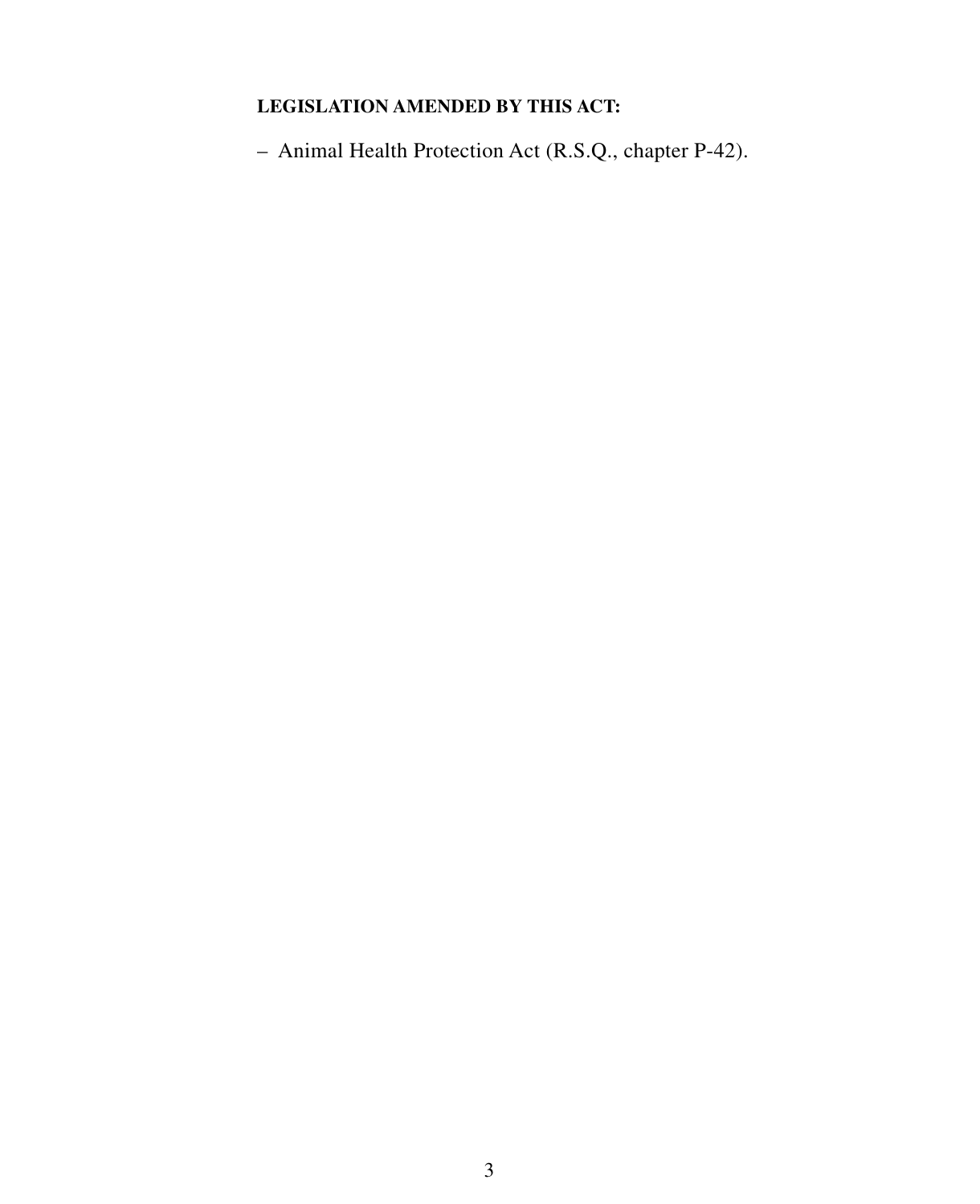**LEGISLATION AMENDED BY THIS ACT:**

– Animal Health Protection Act (R.S.Q., chapter P-42).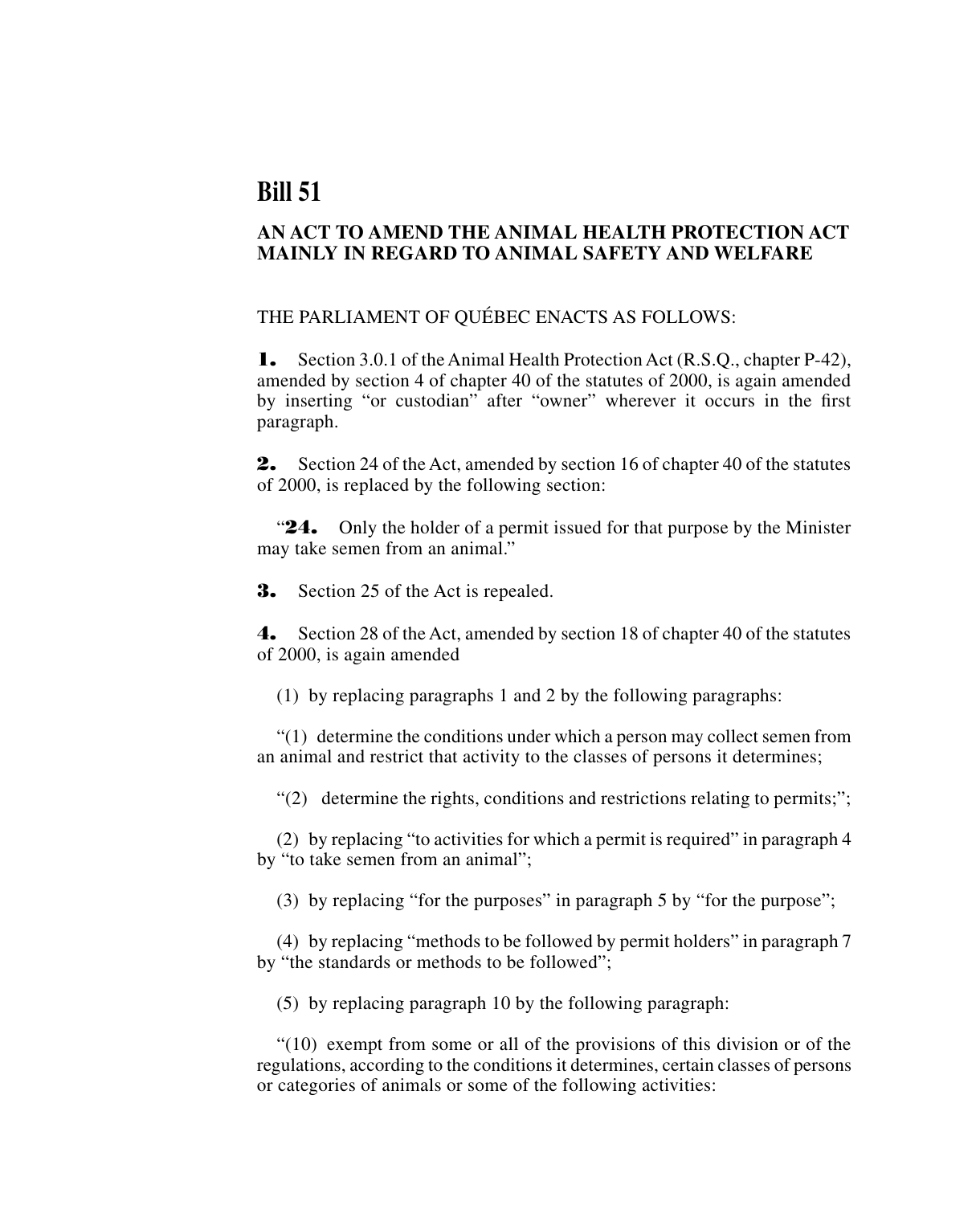# Bill 51

## AN ACT TO AMEND THE ANIMAL HEALTH PROTECTION ACT MAINLY IN REGARD TO ANIMAL SAFETY AND WELFARE

THE PARLIAMENT OF QUÉBEC ENACTS AS FOLLOWS:

**1.** Section 3.0.1 of the Animal Health Protection Act (R.S.Q., chapter P-42), amended by section 4 of chapter 40 of the statutes of 2000, is again amended by inserting "or custodian" after "owner" wherever it occurs in the first paragraph.

**2.** Section 24 of the Act, amended by section 16 of chapter 40 of the statutes of 2000, is replaced by the following section:

"**24.** Only the holder of a permit issued for that purpose by the Minister may take semen from an animal."

**3.** Section 25 of the Act is repealed.

**4.** Section 28 of the Act, amended by section 18 of chapter 40 of the statutes of 2000, is again amended

(1) by replacing paragraphs 1 and 2 by the following paragraphs:

"(1) determine the conditions under which a person may collect semen from an animal and restrict that activity to the classes of persons it determines;

"(2) determine the rights, conditions and restrictions relating to permits;";

(2) by replacing "to activities for which a permit is required" in paragraph 4 by "to take semen from an animal";

(3) by replacing "for the purposes" in paragraph 5 by "for the purpose";

(4) by replacing "methods to be followed by permit holders" in paragraph 7 by "the standards or methods to be followed";

(5) by replacing paragraph 10 by the following paragraph:

"(10) exempt from some or all of the provisions of this division or of the regulations, according to the conditions it determines, certain classes of persons or categories of animals or some of the following activities: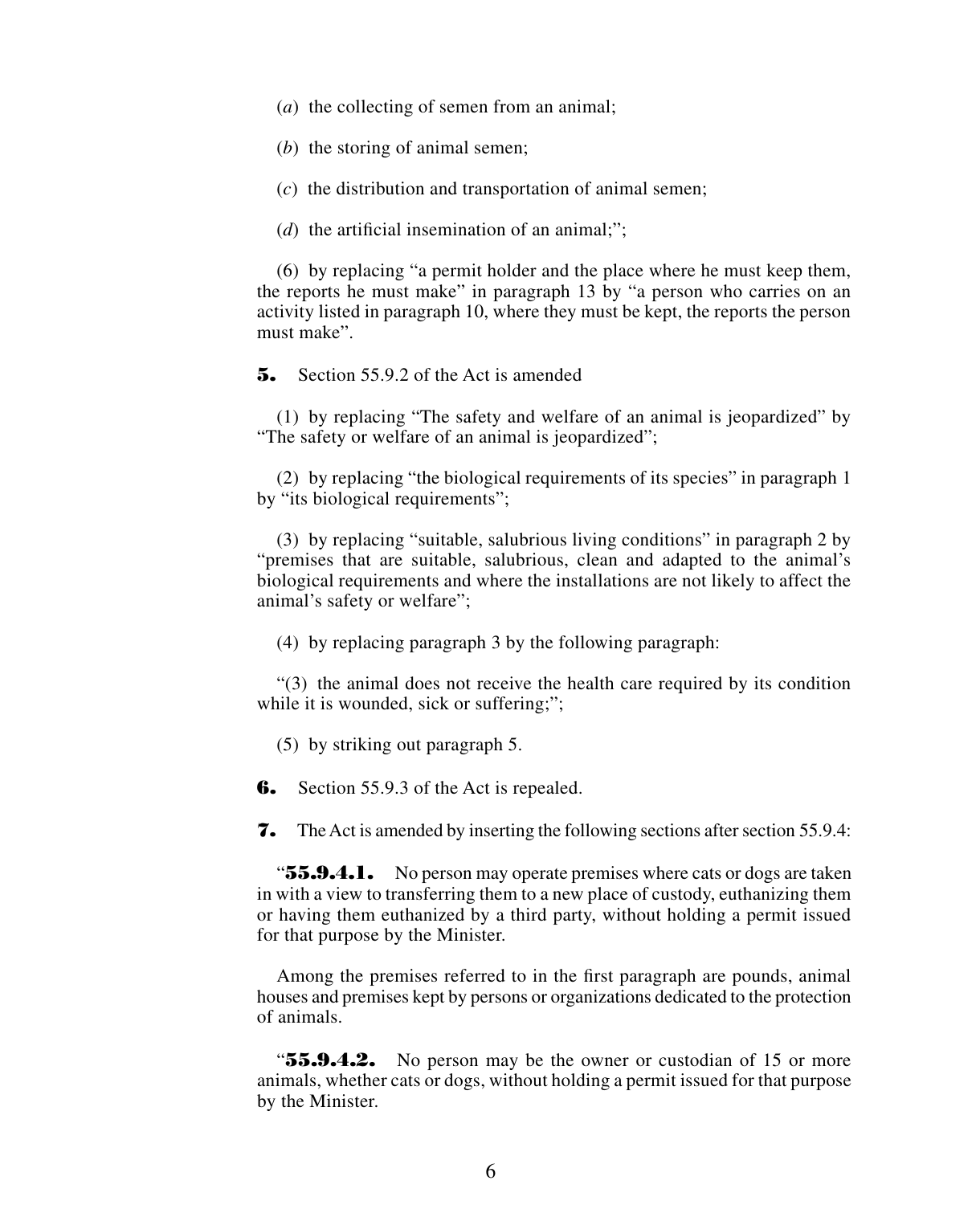(*a*) the collecting of semen from an animal;

(*b*) the storing of animal semen;

(*c*) the distribution and transportation of animal semen;

(*d*) the artificial insemination of an animal;";

(6) by replacing "a permit holder and the place where he must keep them, the reports he must make" in paragraph 13 by "a person who carries on an activity listed in paragraph 10, where they must be kept, the reports the person must make".

**5.** Section 55.9.2 of the Act is amended

(1) by replacing "The safety and welfare of an animal is jeopardized" by "The safety or welfare of an animal is jeopardized";

(2) by replacing "the biological requirements of its species" in paragraph 1 by "its biological requirements";

(3) by replacing "suitable, salubrious living conditions" in paragraph 2 by "premises that are suitable, salubrious, clean and adapted to the animal's biological requirements and where the installations are not likely to affect the animal's safety or welfare";

(4) by replacing paragraph 3 by the following paragraph:

"(3) the animal does not receive the health care required by its condition while it is wounded, sick or suffering;";

(5) by striking out paragraph 5.

**6.** Section 55.9.3 of the Act is repealed.

**7.** The Act is amended by inserting the following sections after section 55.9.4:

"**55.9.4.1.** No person may operate premises where cats or dogs are taken in with a view to transferring them to a new place of custody, euthanizing them or having them euthanized by a third party, without holding a permit issued for that purpose by the Minister.

Among the premises referred to in the first paragraph are pounds, animal houses and premises kept by persons or organizations dedicated to the protection of animals.

"**55.9.4.2.** No person may be the owner or custodian of 15 or more animals, whether cats or dogs, without holding a permit issued for that purpose by the Minister.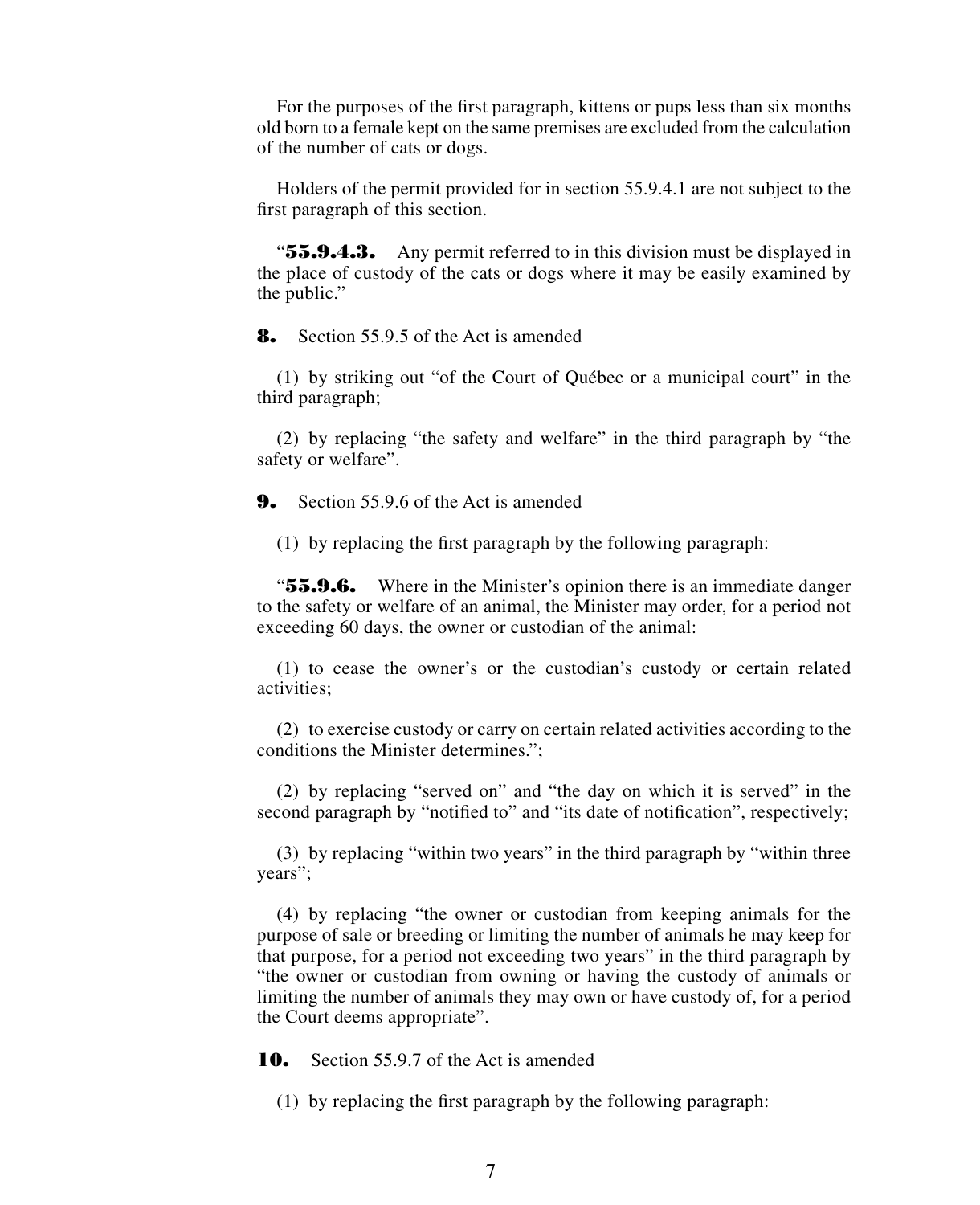For the purposes of the first paragraph, kittens or pups less than six months old born to a female kept on the same premises are excluded from the calculation of the number of cats or dogs.

Holders of the permit provided for in section 55.9.4.1 are not subject to the first paragraph of this section.

“**55.9.4.3.** Any permit referred to in this division must be displayed in the place of custody of the cats or dogs where it may be easily examined by the public.”

**8.** Section 55.9.5 of the Act is amended

(1) by striking out “of the Court of Québec or a municipal court” in the third paragraph;

(2) by replacing “the safety and welfare” in the third paragraph by “the safety or welfare”.

**9.** Section 55.9.6 of the Act is amended

(1) by replacing the first paragraph by the following paragraph:

“**55.9.6.** Where in the Minister’s opinion there is an immediate danger to the safety or welfare of an animal, the Minister may order, for a period not exceeding 60 days, the owner or custodian of the animal:

(1) to cease the owner’s or the custodian’s custody or certain related activities;

(2) to exercise custody or carry on certain related activities according to the conditions the Minister determines.”;

(2) by replacing “served on” and “the day on which it is served” in the second paragraph by “notified to” and “its date of notification”, respectively;

(3) by replacing “within two years” in the third paragraph by “within three years”;

(4) by replacing “the owner or custodian from keeping animals for the purpose of sale or breeding or limiting the number of animals he may keep for that purpose, for a period not exceeding two years” in the third paragraph by “the owner or custodian from owning or having the custody of animals or limiting the number of animals they may own or have custody of, for a period the Court deems appropriate”.

**10.** Section 55.9.7 of the Act is amended

(1) by replacing the first paragraph by the following paragraph: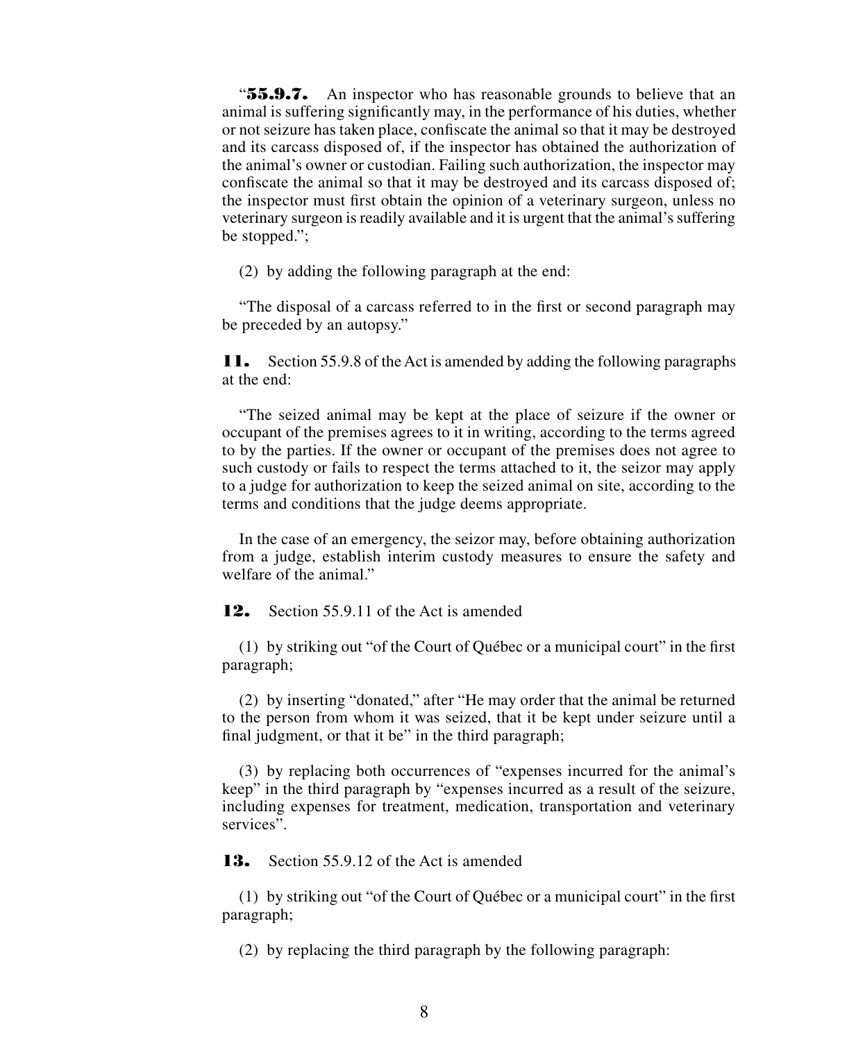"**55.9.7.** An inspector who has reasonable grounds to believe that an animal is suffering significantly may, in the performance of his duties, whether or not seizure has taken place, confiscate the animal so that it may be destroyed and its carcass disposed of, if the inspector has obtained the authorization of the animal's owner or custodian. Failing such authorization, the inspector may confiscate the animal so that it may be destroyed and its carcass disposed of; the inspector must first obtain the opinion of a veterinary surgeon, unless no veterinary surgeon is readily available and it is urgent that the animal's suffering be stopped.";

(2) by adding the following paragraph at the end:

"The disposal of a carcass referred to in the first or second paragraph may be preceded by an autopsy."

**11.** Section 55.9.8 of the Act is amended by adding the following paragraphs at the end:

"The seized animal may be kept at the place of seizure if the owner or occupant of the premises agrees to it in writing, according to the terms agreed to by the parties. If the owner or occupant of the premises does not agree to such custody or fails to respect the terms attached to it, the seizor may apply to a judge for authorization to keep the seized animal on site, according to the terms and conditions that the judge deems appropriate.

In the case of an emergency, the seizor may, before obtaining authorization from a judge, establish interim custody measures to ensure the safety and welfare of the animal."

**12.** Section 55.9.11 of the Act is amended

(1) by striking out "of the Court of Québec or a municipal court" in the first paragraph;

(2) by inserting "donated," after "He may order that the animal be returned to the person from whom it was seized, that it be kept under seizure until a final judgment, or that it be" in the third paragraph;

(3) by replacing both occurrences of "expenses incurred for the animal's keep" in the third paragraph by "expenses incurred as a result of the seizure, including expenses for treatment, medication, transportation and veterinary services".

**13.** Section 55.9.12 of the Act is amended

(1) by striking out "of the Court of Québec or a municipal court" in the first paragraph;

(2) by replacing the third paragraph by the following paragraph: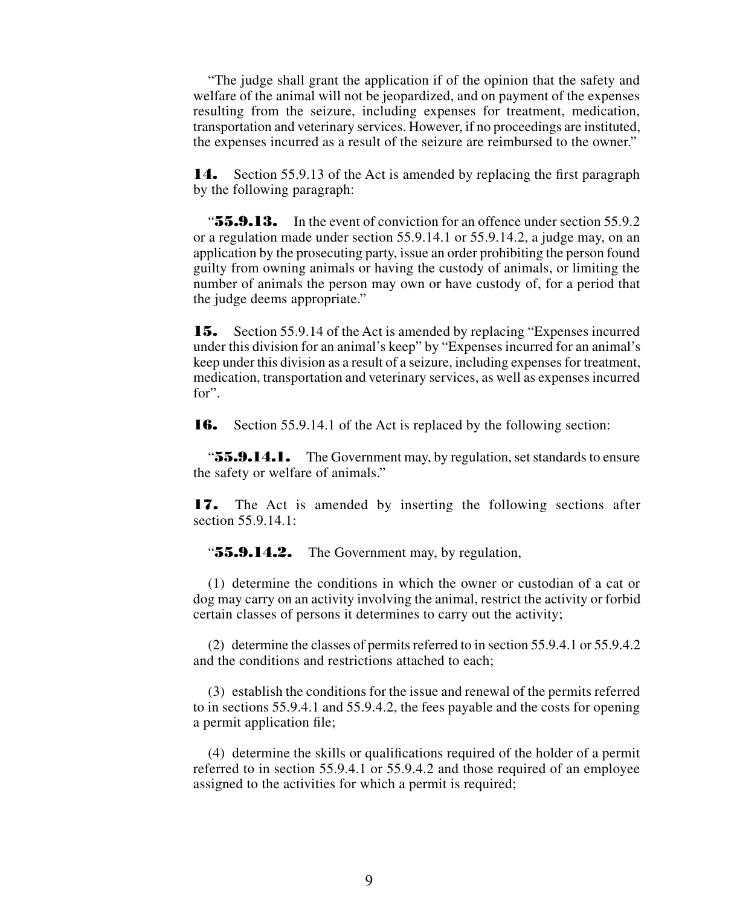"The judge shall grant the application if of the opinion that the safety and welfare of the animal will not be jeopardized, and on payment of the expenses resulting from the seizure, including expenses for treatment, medication, transportation and veterinary services. However, if no proceedings are instituted, the expenses incurred as a result of the seizure are reimbursed to the owner."

**14.** Section 55.9.13 of the Act is amended by replacing the first paragraph by the following paragraph:

"**55.9.13.** In the event of conviction for an offence under section 55.9.2 or a regulation made under section 55.9.14.1 or 55.9.14.2, a judge may, on an application by the prosecuting party, issue an order prohibiting the person found guilty from owning animals or having the custody of animals, or limiting the number of animals the person may own or have custody of, for a period that the judge deems appropriate."

**15.** Section 55.9.14 of the Act is amended by replacing "Expenses incurred under this division for an animal's keep" by "Expenses incurred for an animal's keep under this division as a result of a seizure, including expenses for treatment, medication, transportation and veterinary services, as well as expenses incurred for".

**16.** Section 55.9.14.1 of the Act is replaced by the following section:

"**55.9.14.1.** The Government may, by regulation, set standards to ensure the safety or welfare of animals."

**17.** The Act is amended by inserting the following sections after section 55.9.14.1:

"**55.9.14.2.** The Government may, by regulation,

(1) determine the conditions in which the owner or custodian of a cat or dog may carry on an activity involving the animal, restrict the activity or forbid certain classes of persons it determines to carry out the activity;

(2) determine the classes of permits referred to in section 55.9.4.1 or 55.9.4.2 and the conditions and restrictions attached to each;

(3) establish the conditions for the issue and renewal of the permits referred to in sections 55.9.4.1 and 55.9.4.2, the fees payable and the costs for opening a permit application file;

(4) determine the skills or qualifications required of the holder of a permit referred to in section 55.9.4.1 or 55.9.4.2 and those required of an employee assigned to the activities for which a permit is required;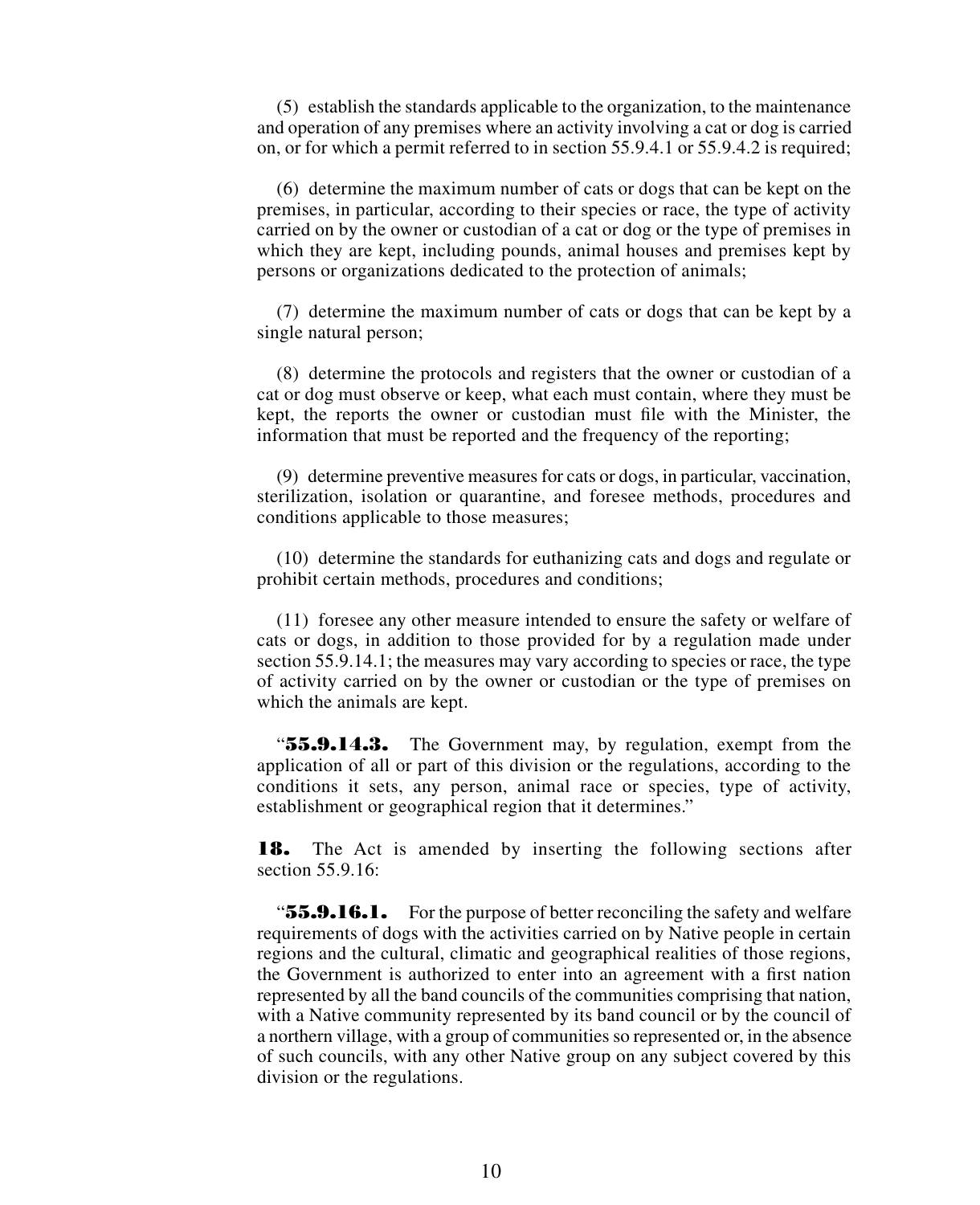(5) establish the standards applicable to the organization, to the maintenance and operation of any premises where an activity involving a cat or dog is carried on, or for which a permit referred to in section 55.9.4.1 or 55.9.4.2 is required;

(6) determine the maximum number of cats or dogs that can be kept on the premises, in particular, according to their species or race, the type of activity carried on by the owner or custodian of a cat or dog or the type of premises in which they are kept, including pounds, animal houses and premises kept by persons or organizations dedicated to the protection of animals;

(7) determine the maximum number of cats or dogs that can be kept by a single natural person;

(8) determine the protocols and registers that the owner or custodian of a cat or dog must observe or keep, what each must contain, where they must be kept, the reports the owner or custodian must file with the Minister, the information that must be reported and the frequency of the reporting;

(9) determine preventive measures for cats or dogs, in particular, vaccination, sterilization, isolation or quarantine, and foresee methods, procedures and conditions applicable to those measures;

(10) determine the standards for euthanizing cats and dogs and regulate or prohibit certain methods, procedures and conditions;

(11) foresee any other measure intended to ensure the safety or welfare of cats or dogs, in addition to those provided for by a regulation made under section 55.9.14.1; the measures may vary according to species or race, the type of activity carried on by the owner or custodian or the type of premises on which the animals are kept.

"**55.9.14.3.** The Government may, by regulation, exempt from the application of all or part of this division or the regulations, according to the conditions it sets, any person, animal race or species, type of activity, establishment or geographical region that it determines."

**18.** The Act is amended by inserting the following sections after section 55.9.16:

"**55.9.16.1.** For the purpose of better reconciling the safety and welfare requirements of dogs with the activities carried on by Native people in certain regions and the cultural, climatic and geographical realities of those regions, the Government is authorized to enter into an agreement with a first nation represented by all the band councils of the communities comprising that nation, with a Native community represented by its band council or by the council of a northern village, with a group of communities so represented or, in the absence of such councils, with any other Native group on any subject covered by this division or the regulations.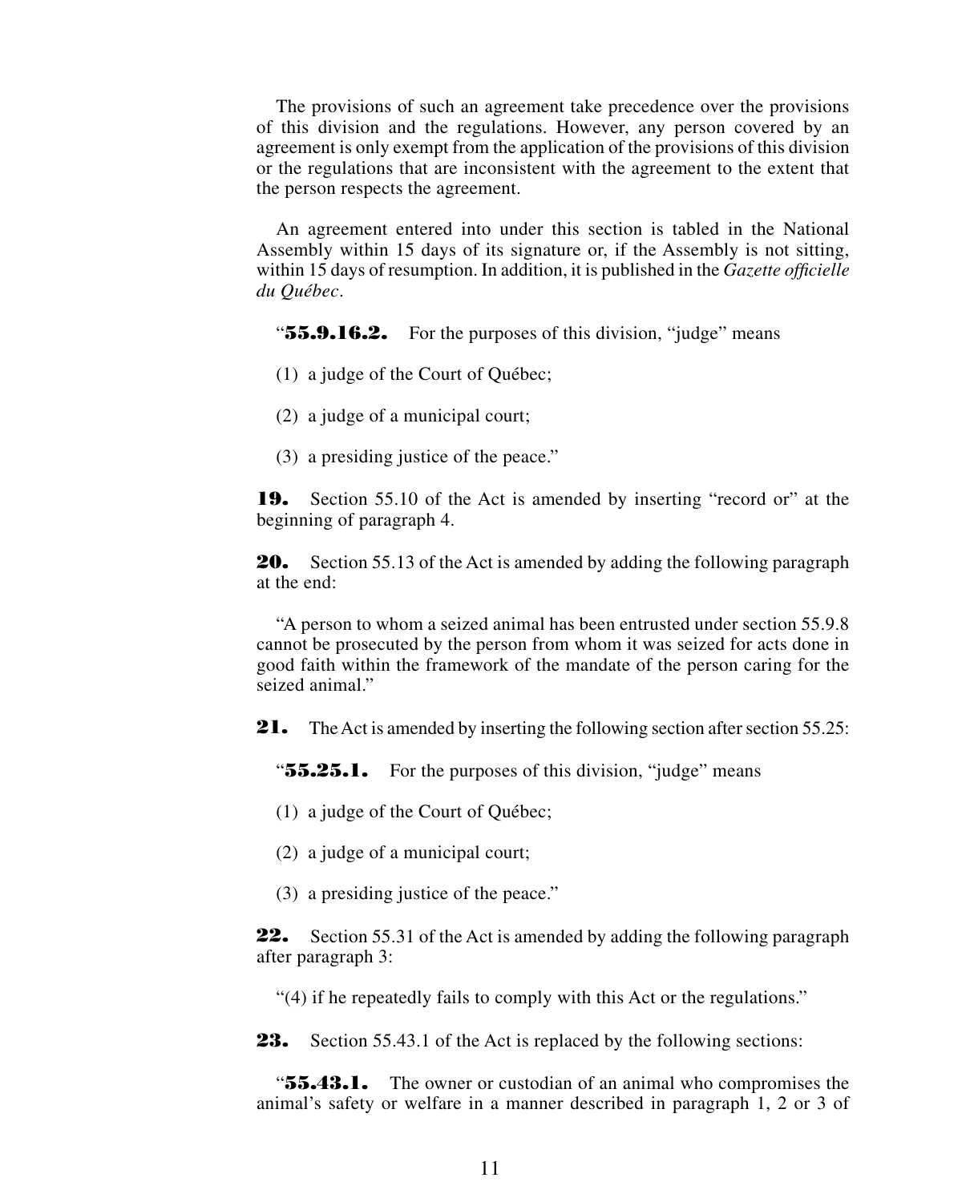The provisions of such an agreement take precedence over the provisions of this division and the regulations. However, any person covered by an agreement is only exempt from the application of the provisions of this division or the regulations that are inconsistent with the agreement to the extent that the person respects the agreement.

An agreement entered into under this section is tabled in the National Assembly within 15 days of its signature or, if the Assembly is not sitting, within 15 days of resumption. In addition, it is published in the *Gazette officielle du Québec*.

"**55.9.16.2.** For the purposes of this division, "judge" means

(1) a judge of the Court of Québec;

(2) a judge of a municipal court;

(3) a presiding justice of the peace."

**19.** Section 55.10 of the Act is amended by inserting "record or" at the beginning of paragraph 4.

**20.** Section 55.13 of the Act is amended by adding the following paragraph at the end:

"A person to whom a seized animal has been entrusted under section 55.9.8 cannot be prosecuted by the person from whom it was seized for acts done in good faith within the framework of the mandate of the person caring for the seized animal."

**21.** The Act is amended by inserting the following section after section 55.25:

"**55.25.1.** For the purposes of this division, "judge" means

(1) a judge of the Court of Québec;

(2) a judge of a municipal court;

(3) a presiding justice of the peace."

**22.** Section 55.31 of the Act is amended by adding the following paragraph after paragraph 3:

"(4) if he repeatedly fails to comply with this Act or the regulations."

**23.** Section 55.43.1 of the Act is replaced by the following sections:

"**55.43.1.** The owner or custodian of an animal who compromises the animal's safety or welfare in a manner described in paragraph 1, 2 or 3 of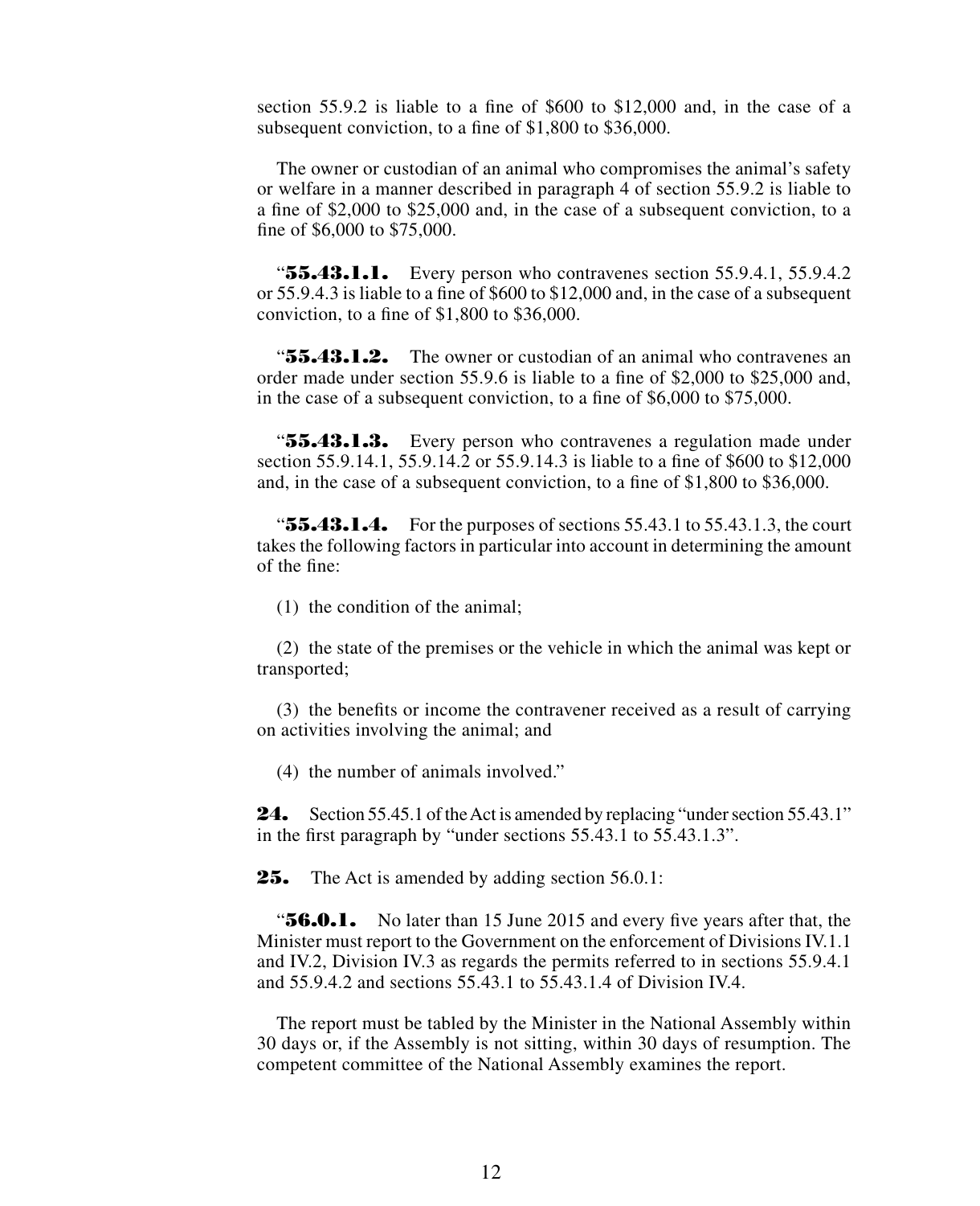section 55.9.2 is liable to a fine of $600 to $12,000 and, in the case of a subsequent conviction, to a fine of $1,800 to $36,000.

The owner or custodian of an animal who compromises the animal's safety or welfare in a manner described in paragraph 4 of section 55.9.2 is liable to a fine of $2,000 to $25,000 and, in the case of a subsequent conviction, to a fine of $6,000 to $75,000.

"**55.43.1.1.** Every person who contravenes section 55.9.4.1, 55.9.4.2 or 55.9.4.3 is liable to a fine of $600 to $12,000 and, in the case of a subsequent conviction, to a fine of $1,800 to $36,000.

"**55.43.1.2.** The owner or custodian of an animal who contravenes an order made under section 55.9.6 is liable to a fine of $2,000 to $25,000 and, in the case of a subsequent conviction, to a fine of $6,000 to $75,000.

"**55.43.1.3.** Every person who contravenes a regulation made under section 55.9.14.1, 55.9.14.2 or 55.9.14.3 is liable to a fine of $600 to $12,000 and, in the case of a subsequent conviction, to a fine of $1,800 to $36,000.

"**55.43.1.4.** For the purposes of sections 55.43.1 to 55.43.1.3, the court takes the following factors in particular into account in determining the amount of the fine:

(1) the condition of the animal;

(2) the state of the premises or the vehicle in which the animal was kept or transported;

(3) the benefits or income the contravener received as a result of carrying on activities involving the animal; and

(4) the number of animals involved."

**24.** Section 55.45.1 of the Act is amended by replacing "under section 55.43.1" in the first paragraph by "under sections 55.43.1 to 55.43.1.3".

**25.** The Act is amended by adding section 56.0.1:

"**56.0.1.** No later than 15 June 2015 and every five years after that, the Minister must report to the Government on the enforcement of Divisions IV.1.1 and IV.2, Division IV.3 as regards the permits referred to in sections 55.9.4.1 and 55.9.4.2 and sections 55.43.1 to 55.43.1.4 of Division IV.4.

The report must be tabled by the Minister in the National Assembly within 30 days or, if the Assembly is not sitting, within 30 days of resumption. The competent committee of the National Assembly examines the report.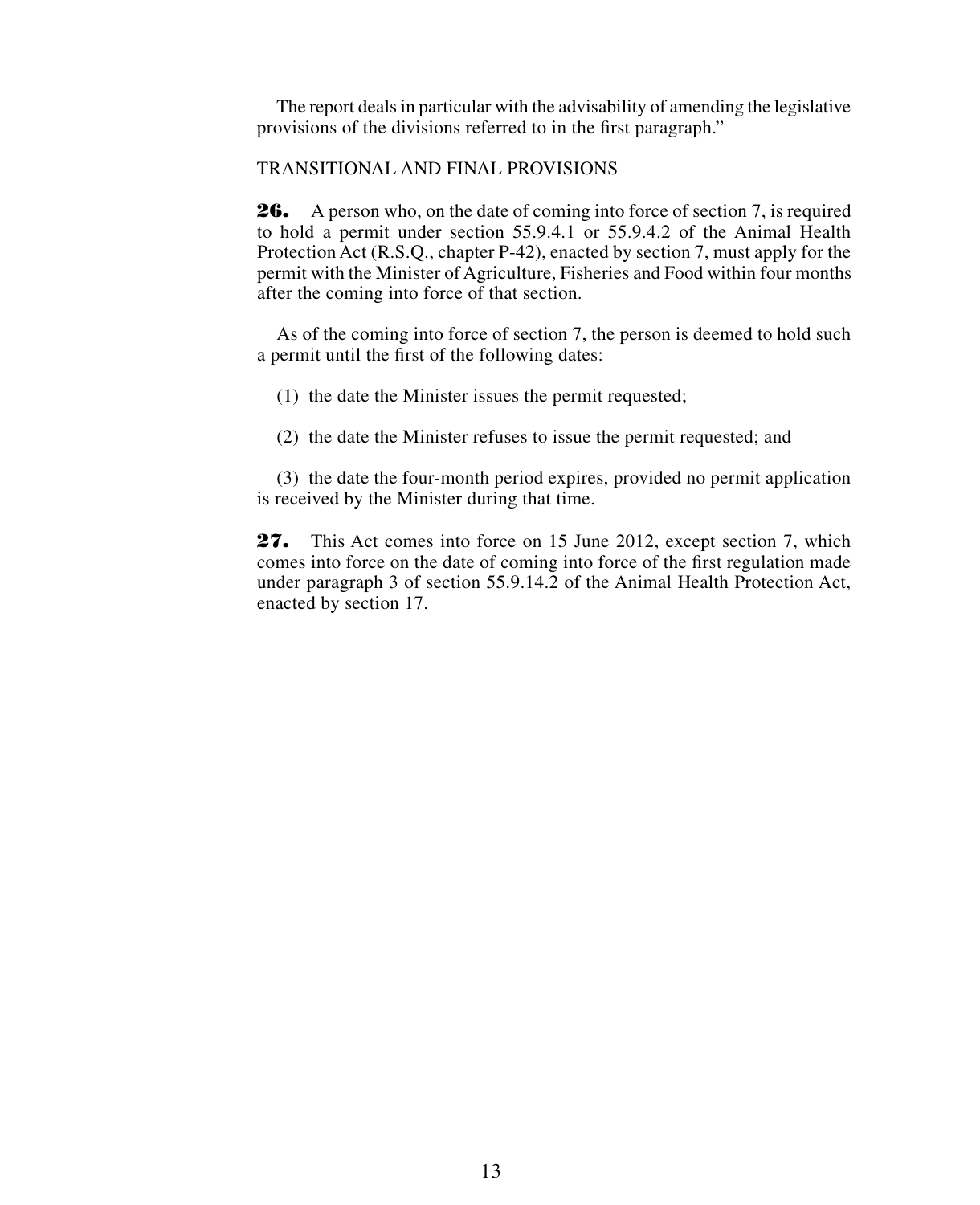The report deals in particular with the advisability of amending the legislative provisions of the divisions referred to in the first paragraph."

TRANSITIONAL AND FINAL PROVISIONS

**26.** A person who, on the date of coming into force of section 7, is required to hold a permit under section 55.9.4.1 or 55.9.4.2 of the Animal Health Protection Act (R.S.Q., chapter P-42), enacted by section 7, must apply for the permit with the Minister of Agriculture, Fisheries and Food within four months after the coming into force of that section.

As of the coming into force of section 7, the person is deemed to hold such a permit until the first of the following dates:

(1) the date the Minister issues the permit requested;

(2) the date the Minister refuses to issue the permit requested; and

(3) the date the four-month period expires, provided no permit application is received by the Minister during that time.

**27.** This Act comes into force on 15 June 2012, except section 7, which comes into force on the date of coming into force of the first regulation made under paragraph 3 of section 55.9.14.2 of the Animal Health Protection Act, enacted by section 17.